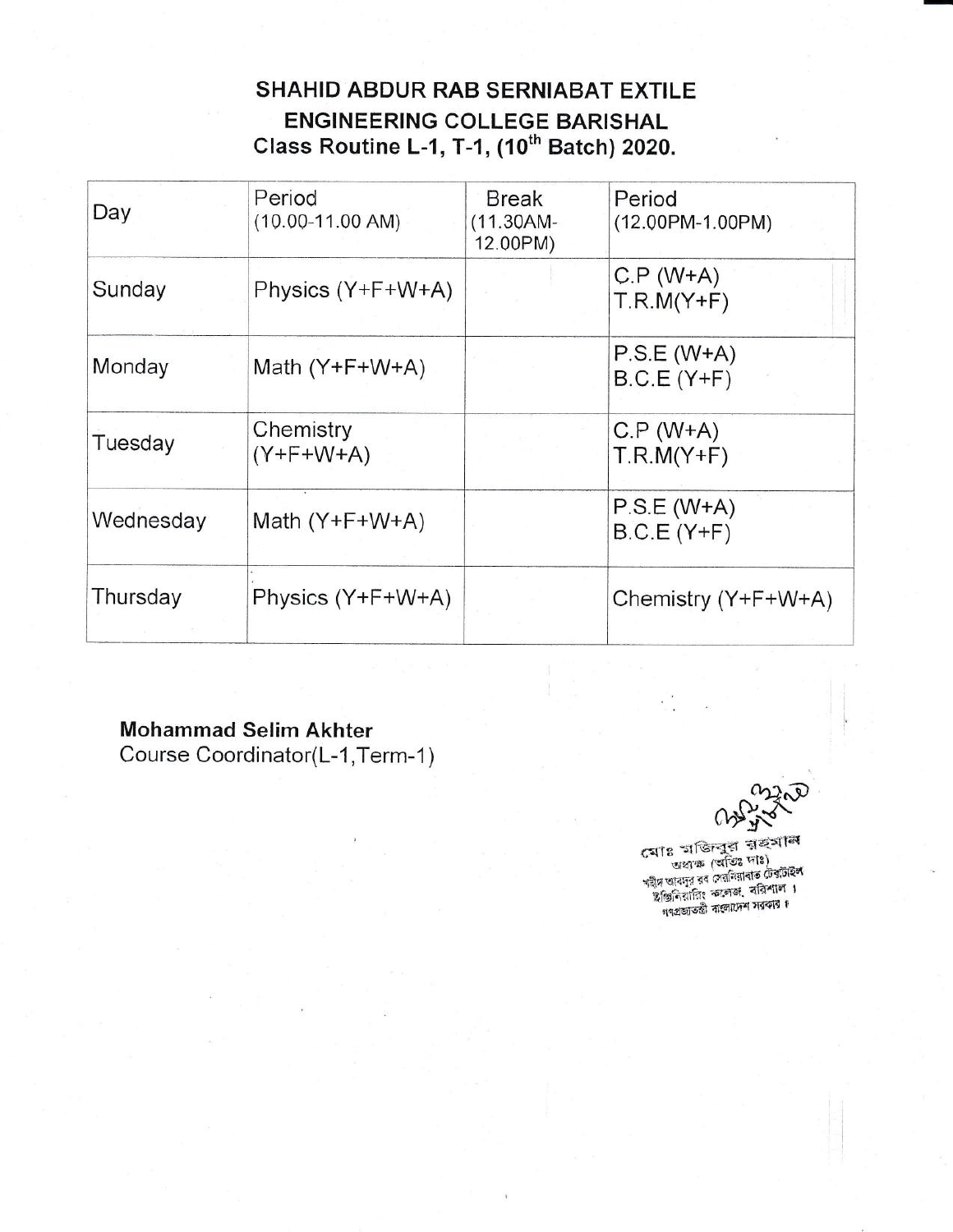## SHAHID ABDUR RAB SERNIABAT EXTILE ENGINEERING COLLEGE BARISHAL

### Class Routine L-1, T-1, (10th Batch) 2020.

| Day | Period (10.00-11.00 AM) | Break (11.30AM-12.00PM) | Period (12.00PM-1.00PM) |
|---|---|---|---|
| Sunday | Physics (Y+F+W+A) | | C.P (W+A) T.R.M(Y+F) |
| Monday | Math (Y+F+W+A) | | P.S.E (W+A) B.C.E (Y+F) |
| Tuesday | Chemistry (Y+F+W+A) | | C.P (W+A) T.R.M(Y+F) |
| Wednesday | Math (Y+F+W+A) | | P.S.E (W+A) B.C.E (Y+F) |
| Thursday | Physics (Y+F+W+A) | | Chemistry (Y+F+W+A) |

**Mohammad Selim Akhter**
Course Coordinator(L-1,Term-1)

মোঃ মজিবুর রহমান
অধ্যক্ষ (অতিঃ দাঃ)
শহীদ আবদুর রব সেরনিয়াবাত টেক্সটাইল
ইঞ্জিনিয়ারিং কলেজ, বরিশাল।
গণপ্রজাতন্ত্রী বাংলাদেশ সরকার।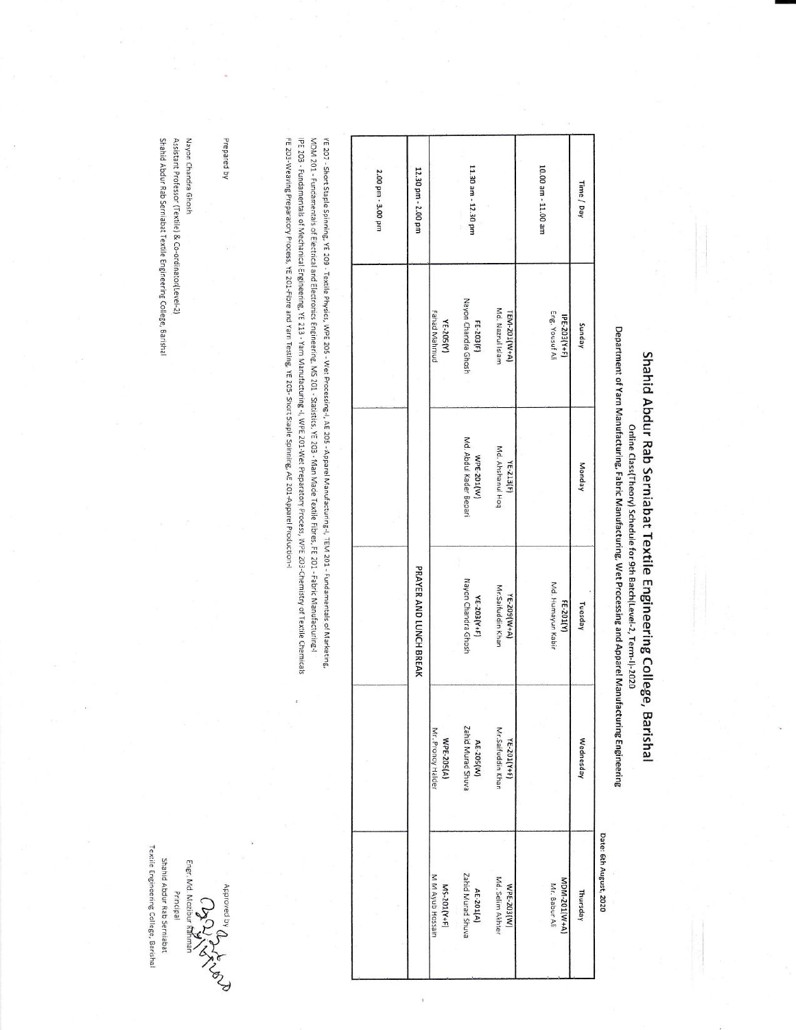# Shahid Abdur Rab Serniabat Textile Engineering College, Barishal

Online Class(Theory) Schedule for 9th Batch(Level-2, Term-I)-2020

Department of Yarn Manufacturing, Fabric Manufacturing, Wet Processing and Apparel Manufacturing Engineering

Date: 6th August, 2020

| Time / Day | Sunday | Monday | Tuesday | Wednesday | Thursday |
|---|---|---|---|---|---|
| 10.00 am - 11.00 am | IPE-203(Y+F) Eng. Yousuf Ali | | FE-201(Y) Md. Humayun Kabir | | MDM-201(W+A) Mr. Babur Ali |
| 11.30 am - 12.30 pm | TEM-201(W+A) Md. Nazrul Islam<br>FE-203(F) Nayon Chandra Ghosh<br>YE-205(Y) Fahad Mahmud | YE-213(F) Md. Ahshanul Hoq<br>WPE-201(W) Md. Abdul Kader Bepari | YE-209(W+A) Mr. Saifuddin Khan<br>YE-203(Y+F) Nayon Chandra Ghosh | YE-201(Y+F) Mr. Saifuddin Khan<br>AE-205(W) Zahid Murad Shuva<br>WPE-205(A) Mr. Pronoy Halder | WPE-203(W) Md. Selim Akhter<br>AE-201(A) Zahid Murad Shuva<br>MS-201(Y+F) M M Ayub Hossain |
| 12.30 pm - 2.00 pm | PRAYER AND LUNCH BREAK | | | | |
| 2.00 pm - 3.00 pm | | | | | |

YE 207 - Short Staple Spinning, YE 209 - Textile Physics, WPE 205 - Wet Processing-I, AE 205 - Apparel Manufacturing-I, TEM 201 - Fundamentals of Marketing, MDM 201 - Fundamentals of Electrical and Electronics Engineering, MS 201 - Statistics, YE 203 - Man Made Textile Fibres, FE 201 - Fabric Manufacturing-I
IPE 203 - Fundamentals of Mechanical Engineering, YE 213 - Yarn Manufacturing -I, WPE 201-Wet Preparatory Process, WPE 203-Chemistry of Textile Chemicals
FE 203-Weaving Preparatory Process, YE 201-Fibre and Yarn Testing, YE 205- Short Staple Spinning, AE 201-Apparel Production-I

Prepared by

Nayon Chandra Ghosh
Assistant Professor (Textile) & Co-ordinator(Level-2)
Shahid Abdur Rab Serniabat Textile Engineering College, Barishal

Approved by

Engr. Md. Mezbaur Rahman
Principal
Shahid Abdur Rab Serniabat
Textile Engineering College, Barishal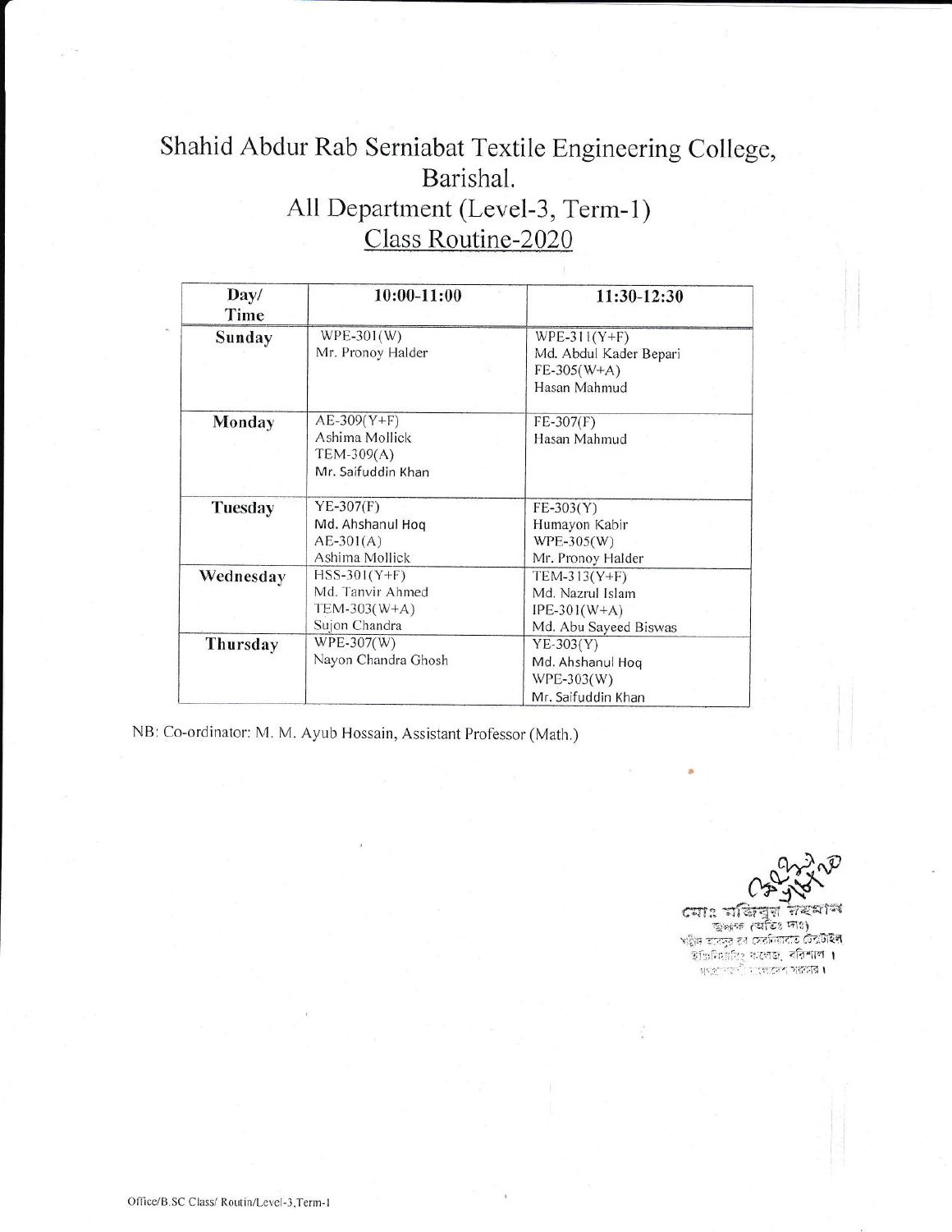# Shahid Abdur Rab Serniabat Textile Engineering College, Barishal.

## All Department (Level-3, Term-1)

## Class Routine-2020

| Day/ Time | 10:00-11:00 | 11:30-12:30 |
|---|---|---|
| **Sunday** | WPE-301(W)<br>Mr. Pronoy Halder | WPE-311(Y+F)<br>Md. Abdul Kader Bepari<br>FE-305(W+A)<br>Hasan Mahmud |
| **Monday** | AE-309(Y+F)<br>Ashima Mollick<br>TEM-309(A)<br>Mr. Saifuddin Khan | FE-307(F)<br>Hasan Mahmud |
| **Tuesday** | YE-307(F)<br>Md. Ahshanul Hoq<br>AE-301(A)<br>Ashima Mollick | FE-303(Y)<br>Humayon Kabir<br>WPE-305(W)<br>Mr. Pronoy Halder |
| **Wednesday** | HSS-301(Y+F)<br>Md. Tanvir Ahmed<br>TEM-303(W+A)<br>Sujon Chandra | TEM-313(Y+F)<br>Md. Nazrul Islam<br>IPE-301(W+A)<br>Md. Abu Sayeed Biswas |
| **Thursday** | WPE-307(W)<br>Nayon Chandra Ghosh | YE-303(Y)<br>Md. Ahshanul Hoq<br>WPE-303(W)<br>Mr. Saifuddin Khan |

NB: Co-ordinator: M. M. Ayub Hossain, Assistant Professor (Math.)

মোঃ মজিবুর রহমান
অধ্যক্ষ (অতিঃ দাঃ)
শহীদ আব্দুর রব সেরনিয়াবাত টেক্সটাইল
ইঞ্জিনিয়ারিং কলেজ, বরিশাল।
গণপ্রজাতন্ত্রী বাংলাদেশ সরকার।

Office/B.SC Class/ Routin/Level-3,Term-1